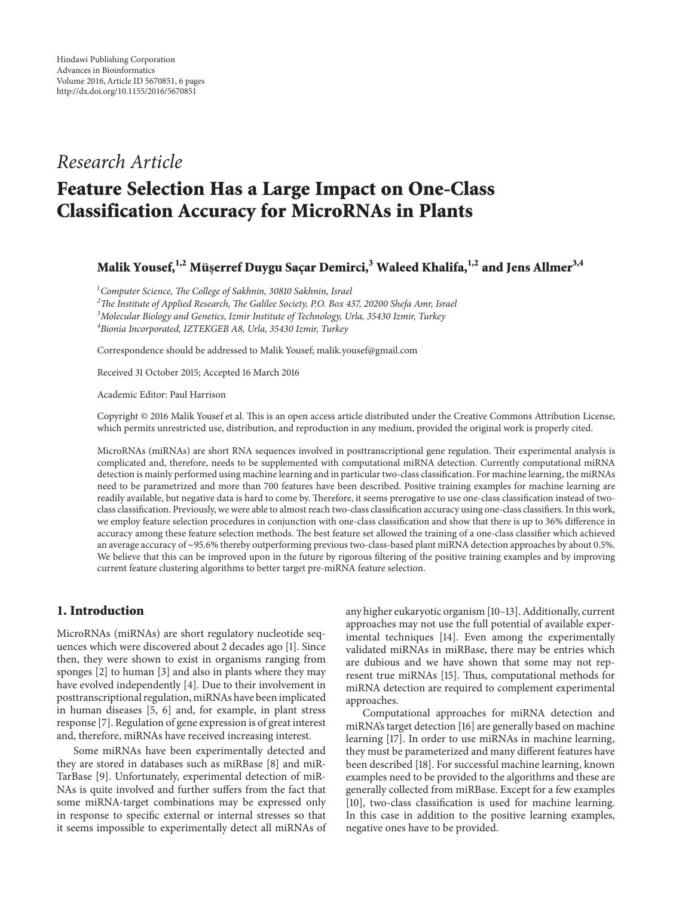Hindawi Publishing Corporation
Advances in Bioinformatics
Volume 2016, Article ID 5670851, 6 pages
http://dx.doi.org/10.1155/2016/5670851

*Research Article*

# Feature Selection Has a Large Impact on One-Class Classification Accuracy for MicroRNAs in Plants

**Malik Yousef,[1,2] Müşerref Duygu Saçar Demirci,[3] Waleed Khalifa,[1,2] and Jens Allmer[3,4]**

[1] *Computer Science, The College of Sakhnin, 30810 Sakhnin, Israel*
[2] *The Institute of Applied Research, The Galilee Society, P.O. Box 437, 20200 Shefa Amr, Israel*
[3] *Molecular Biology and Genetics, Izmir Institute of Technology, Urla, 35430 Izmir, Turkey*
[4] *Bionia Incorporated, IZTEKGEB A8, Urla, 35430 Izmir, Turkey*

Correspondence should be addressed to Malik Yousef; malik.yousef@gmail.com

Received 31 October 2015; Accepted 16 March 2016

Academic Editor: Paul Harrison

Copyright © 2016 Malik Yousef et al. This is an open access article distributed under the Creative Commons Attribution License, which permits unrestricted use, distribution, and reproduction in any medium, provided the original work is properly cited.

MicroRNAs (miRNAs) are short RNA sequences involved in posttranscriptional gene regulation. Their experimental analysis is complicated and, therefore, needs to be supplemented with computational miRNA detection. Currently computational miRNA detection is mainly performed using machine learning and in particular two-class classification. For machine learning, the miRNAs need to be parametrized and more than 700 features have been described. Positive training examples for machine learning are readily available, but negative data is hard to come by. Therefore, it seems prerogative to use one-class classification instead of two-class classification. Previously, we were able to almost reach two-class classification accuracy using one-class classifiers. In this work, we employ feature selection procedures in conjunction with one-class classification and show that there is up to 36% difference in accuracy among these feature selection methods. The best feature set allowed the training of a one-class classifier which achieved an average accuracy of ~95.6% thereby outperforming previous two-class-based plant miRNA detection approaches by about 0.5%. We believe that this can be improved upon in the future by rigorous filtering of the positive training examples and by improving current feature clustering algorithms to better target pre-miRNA feature selection.

## 1. Introduction

MicroRNAs (miRNAs) are short regulatory nucleotide sequences which were discovered about 2 decades ago [1]. Since then, they were shown to exist in organisms ranging from sponges [2] to human [3] and also in plants where they may have evolved independently [4]. Due to their involvement in posttranscriptional regulation, miRNAs have been implicated in human diseases [5, 6] and, for example, in plant stress response [7]. Regulation of gene expression is of great interest and, therefore, miRNAs have received increasing interest.

Some miRNAs have been experimentally detected and they are stored in databases such as miRBase [8] and miRTarBase [9]. Unfortunately, experimental detection of miRNAs is quite involved and further suffers from the fact that some miRNA-target combinations may be expressed only in response to specific external or internal stresses so that it seems impossible to experimentally detect all miRNAs of any higher eukaryotic organism [10–13]. Additionally, current approaches may not use the full potential of available experimental techniques [14]. Even among the experimentally validated miRNAs in miRBase, there may be entries which are dubious and we have shown that some may not represent true miRNAs [15]. Thus, computational methods for miRNA detection are required to complement experimental approaches.

Computational approaches for miRNA detection and miRNA's target detection [16] are generally based on machine learning [17]. In order to use miRNAs in machine learning, they must be parameterized and many different features have been described [18]. For successful machine learning, known examples need to be provided to the algorithms and these are generally collected from miRBase. Except for a few examples [10], two-class classification is used for machine learning. In this case in addition to the positive learning examples, negative ones have to be provided.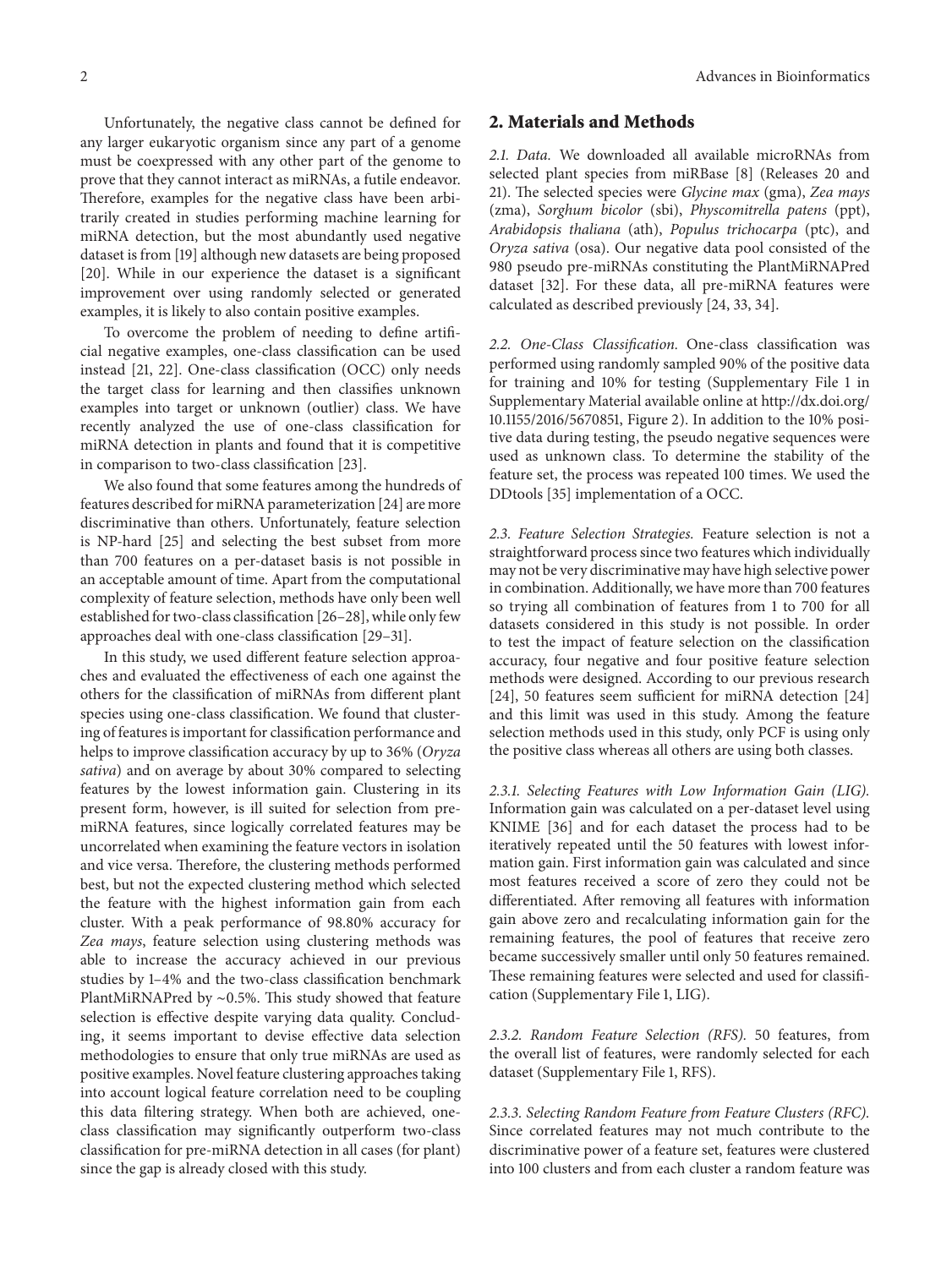Unfortunately, the negative class cannot be defined for any larger eukaryotic organism since any part of a genome must be coexpressed with any other part of the genome to prove that they cannot interact as miRNAs, a futile endeavor. Therefore, examples for the negative class have been arbitrarily created in studies performing machine learning for miRNA detection, but the most abundantly used negative dataset is from [19] although new datasets are being proposed [20]. While in our experience the dataset is a significant improvement over using randomly selected or generated examples, it is likely to also contain positive examples.

To overcome the problem of needing to define artificial negative examples, one-class classification can be used instead [21, 22]. One-class classification (OCC) only needs the target class for learning and then classifies unknown examples into target or unknown (outlier) class. We have recently analyzed the use of one-class classification for miRNA detection in plants and found that it is competitive in comparison to two-class classification [23].

We also found that some features among the hundreds of features described for miRNA parameterization [24] are more discriminative than others. Unfortunately, feature selection is NP-hard [25] and selecting the best subset from more than 700 features on a per-dataset basis is not possible in an acceptable amount of time. Apart from the computational complexity of feature selection, methods have only been well established for two-class classification [26–28], while only few approaches deal with one-class classification [29–31].

In this study, we used different feature selection approaches and evaluated the effectiveness of each one against the others for the classification of miRNAs from different plant species using one-class classification. We found that clustering of features is important for classification performance and helps to improve classification accuracy by up to 36% (*Oryza sativa*) and on average by about 30% compared to selecting features by the lowest information gain. Clustering in its present form, however, is ill suited for selection from pre-miRNA features, since logically correlated features may be uncorrelated when examining the feature vectors in isolation and vice versa. Therefore, the clustering methods performed best, but not the expected clustering method which selected the feature with the highest information gain from each cluster. With a peak performance of 98.80% accuracy for *Zea mays*, feature selection using clustering methods was able to increase the accuracy achieved in our previous studies by 1–4% and the two-class classification benchmark PlantMiRNAPred by ~0.5%. This study showed that feature selection is effective despite varying data quality. Concluding, it seems important to devise effective data selection methodologies to ensure that only true miRNAs are used as positive examples. Novel feature clustering approaches taking into account logical feature correlation need to be coupling this data filtering strategy. When both are achieved, one-class classification may significantly outperform two-class classification for pre-miRNA detection in all cases (for plant) since the gap is already closed with this study.

## 2. Materials and Methods

*2.1. Data.* We downloaded all available microRNAs from selected plant species from miRBase [8] (Releases 20 and 21). The selected species were *Glycine max* (gma), *Zea mays* (zma), *Sorghum bicolor* (sbi), *Physcomitrella patens* (ppt), *Arabidopsis thaliana* (ath), *Populus trichocarpa* (ptc), and *Oryza sativa* (osa). Our negative data pool consisted of the 980 pseudo pre-miRNAs constituting the PlantMiRNAPred dataset [32]. For these data, all pre-miRNA features were calculated as described previously [24, 33, 34].

*2.2. One-Class Classification.* One-class classification was performed using randomly sampled 90% of the positive data for training and 10% for testing (Supplementary File 1 in Supplementary Material available online at http://dx.doi.org/10.1155/2016/5670851, Figure 2). In addition to the 10% positive data during testing, the pseudo negative sequences were used as unknown class. To determine the stability of the feature set, the process was repeated 100 times. We used the DDtools [35] implementation of a OCC.

*2.3. Feature Selection Strategies.* Feature selection is not a straightforward process since two features which individually may not be very discriminative may have high selective power in combination. Additionally, we have more than 700 features so trying all combination of features from 1 to 700 for all datasets considered in this study is not possible. In order to test the impact of feature selection on the classification accuracy, four negative and four positive feature selection methods were designed. According to our previous research [24], 50 features seem sufficient for miRNA detection [24] and this limit was used in this study. Among the feature selection methods used in this study, only PCF is using only the positive class whereas all others are using both classes.

*2.3.1. Selecting Features with Low Information Gain (LIG).* Information gain was calculated on a per-dataset level using KNIME [36] and for each dataset the process had to be iteratively repeated until the 50 features with lowest information gain. First information gain was calculated and since most features received a score of zero they could not be differentiated. After removing all features with information gain above zero and recalculating information gain for the remaining features, the pool of features that receive zero became successively smaller until only 50 features remained. These remaining features were selected and used for classification (Supplementary File 1, LIG).

*2.3.2. Random Feature Selection (RFS).* 50 features, from the overall list of features, were randomly selected for each dataset (Supplementary File 1, RFS).

*2.3.3. Selecting Random Feature from Feature Clusters (RFC).* Since correlated features may not much contribute to the discriminative power of a feature set, features were clustered into 100 clusters and from each cluster a random feature was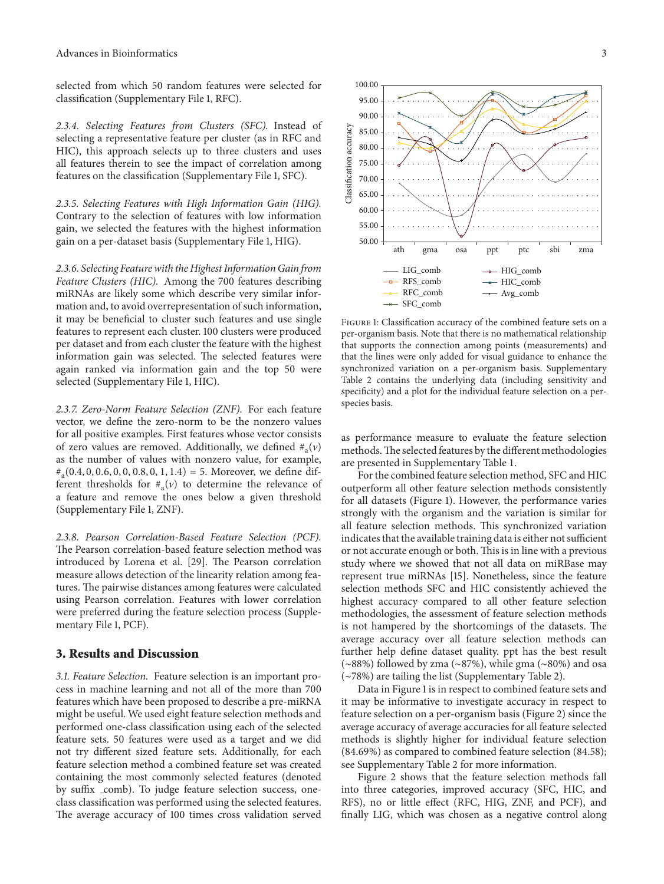selected from which 50 random features were selected for classification (Supplementary File 1, RFC).

*2.3.4. Selecting Features from Clusters (SFC).* Instead of selecting a representative feature per cluster (as in RFC and HIC), this approach selects up to three clusters and uses all features therein to see the impact of correlation among features on the classification (Supplementary File 1, SFC).

*2.3.5. Selecting Features with High Information Gain (HIG).* Contrary to the selection of features with low information gain, we selected the features with the highest information gain on a per-dataset basis (Supplementary File 1, HIG).

*2.3.6. Selecting Feature with the Highest Information Gain from Feature Clusters (HIC).* Among the 700 features describing miRNAs are likely some which describe very similar information and, to avoid overrepresentation of such information, it may be beneficial to cluster such features and use single features to represent each cluster. 100 clusters were produced per dataset and from each cluster the feature with the highest information gain was selected. The selected features were again ranked via information gain and the top 50 were selected (Supplementary File 1, HIC).

*2.3.7. Zero-Norm Feature Selection (ZNF).* For each feature vector, we define the zero-norm to be the nonzero values for all positive examples. First features whose vector consists of zero values are removed. Additionally, we defined $\#_a(v)$ as the number of values with nonzero value, for example, $\#_a(0.4, 0, 0.6, 0, 0, 0.8, 0, 1, 1.4) = 5$. Moreover, we define different thresholds for $\#_a(v)$ to determine the relevance of a feature and remove the ones below a given threshold (Supplementary File 1, ZNF).

*2.3.8. Pearson Correlation-Based Feature Selection (PCF).* The Pearson correlation-based feature selection method was introduced by Lorena et al. [29]. The Pearson correlation measure allows detection of the linearity relation among features. The pairwise distances among features were calculated using Pearson correlation. Features with lower correlation were preferred during the feature selection process (Supplementary File 1, PCF).

## 3. Results and Discussion

*3.1. Feature Selection.* Feature selection is an important process in machine learning and not all of the more than 700 features which have been proposed to describe a pre-miRNA might be useful. We used eight feature selection methods and performed one-class classification using each of the selected feature sets. 50 features were used as a target and we did not try different sized feature sets. Additionally, for each feature selection method a combined feature set was created containing the most commonly selected features (denoted by suffix _comb). To judge feature selection success, one-class classification was performed using the selected features. The average accuracy of 100 times cross validation served as performance measure to evaluate the feature selection methods. The selected features by the different methodologies are presented in Supplementary Table 1.

Figure 1: Classification accuracy of the combined feature sets on a per-organism basis. Note that there is no mathematical relationship that supports the connection among points (measurements) and that the lines were only added for visual guidance to enhance the synchronized variation on a per-organism basis. Supplementary Table 2 contains the underlying data (including sensitivity and specificity) and a plot for the individual feature selection on a per-species basis.

For the combined feature selection method, SFC and HIC outperform all other feature selection methods consistently for all datasets (Figure 1). However, the performance varies strongly with the organism and the variation is similar for all feature selection methods. This synchronized variation indicates that the available training data is either not sufficient or not accurate enough or both. This is in line with a previous study where we showed that not all data on miRBase may represent true miRNAs [15]. Nonetheless, since the feature selection methods SFC and HIC consistently achieved the highest accuracy compared to all other feature selection methodologies, the assessment of feature selection methods is not hampered by the shortcomings of the datasets. The average accuracy over all feature selection methods can further help define dataset quality. ppt has the best result (~88%) followed by zma (~87%), while gma (~80%) and osa (~78%) are tailing the list (Supplementary Table 2).

Data in Figure 1 is in respect to combined feature sets and it may be informative to investigate accuracy in respect to feature selection on a per-organism basis (Figure 2) since the average accuracy of average accuracies for all feature selected methods is slightly higher for individual feature selection (84.69%) as compared to combined feature selection (84.58); see Supplementary Table 2 for more information.

Figure 2 shows that the feature selection methods fall into three categories, improved accuracy (SFC, HIC, and RFS), no or little effect (RFC, HIG, ZNF, and PCF), and finally LIG, which was chosen as a negative control along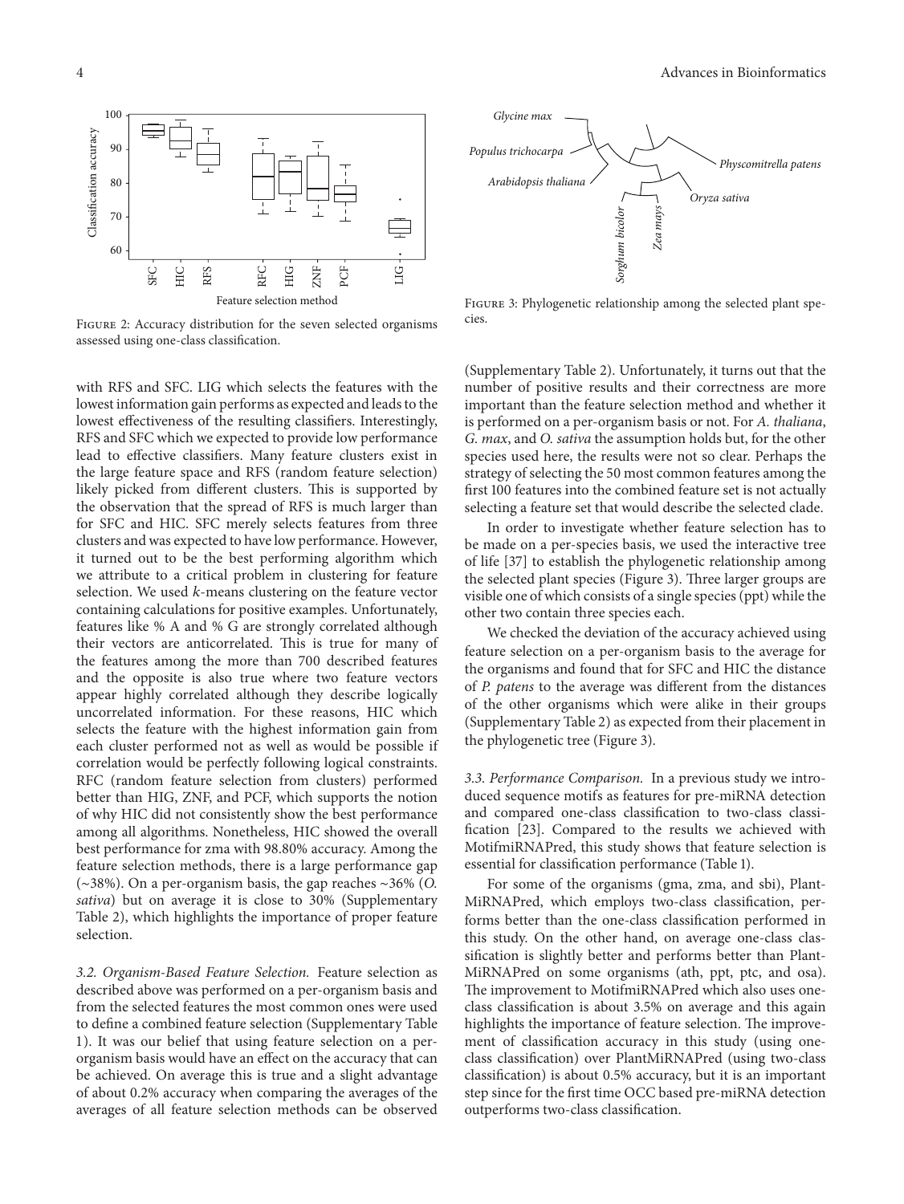Figure 2: Accuracy distribution for the seven selected organisms assessed using one-class classification.

with RFS and SFC. LIG which selects the features with the lowest information gain performs as expected and leads to the lowest effectiveness of the resulting classifiers. Interestingly, RFS and SFC which we expected to provide low performance lead to effective classifiers. Many feature clusters exist in the large feature space and RFS (random feature selection) likely picked from different clusters. This is supported by the observation that the spread of RFS is much larger than for SFC and HIC. SFC merely selects features from three clusters and was expected to have low performance. However, it turned out to be the best performing algorithm which we attribute to a critical problem in clustering for feature selection. We used $k$-means clustering on the feature vector containing calculations for positive examples. Unfortunately, features like % A and % G are strongly correlated although their vectors are anticorrelated. This is true for many of the features among the more than 700 described features and the opposite is also true where two feature vectors appear highly correlated although they describe logically uncorrelated information. For these reasons, HIC which selects the feature with the highest information gain from each cluster performed not as well as would be possible if correlation would be perfectly following logical constraints. RFC (random feature selection from clusters) performed better than HIG, ZNF, and PCF, which supports the notion of why HIC did not consistently show the best performance among all algorithms. Nonetheless, HIC showed the overall best performance for zma with 98.80% accuracy. Among the feature selection methods, there is a large performance gap (~38%). On a per-organism basis, the gap reaches ~36% (*O. sativa*) but on average it is close to 30% (Supplementary Table 2), which highlights the importance of proper feature selection.

*3.2. Organism-Based Feature Selection.* Feature selection as described above was performed on a per-organism basis and from the selected features the most common ones were used to define a combined feature selection (Supplementary Table 1). It was our belief that using feature selection on a per-organism basis would have an effect on the accuracy that can be achieved. On average this is true and a slight advantage of about 0.2% accuracy when comparing the averages of the averages of all feature selection methods can be observed (Supplementary Table 2). Unfortunately, it turns out that the number of positive results and their correctness are more important than the feature selection method and whether it is performed on a per-organism basis or not. For *A. thaliana*, *G. max*, and *O. sativa* the assumption holds but, for the other species used here, the results were not so clear. Perhaps the strategy of selecting the 50 most common features among the first 100 features into the combined feature set is not actually selecting a feature set that would describe the selected clade.

In order to investigate whether feature selection has to be made on a per-species basis, we used the interactive tree of life [37] to establish the phylogenetic relationship among the selected plant species (Figure 3). Three larger groups are visible one of which consists of a single species (ppt) while the other two contain three species each.

Figure 3: Phylogenetic relationship among the selected plant species.

We checked the deviation of the accuracy achieved using feature selection on a per-organism basis to the average for the organisms and found that for SFC and HIC the distance of *P. patens* to the average was different from the distances of the other organisms which were alike in their groups (Supplementary Table 2) as expected from their placement in the phylogenetic tree (Figure 3).

*3.3. Performance Comparison.* In a previous study we introduced sequence motifs as features for pre-miRNA detection and compared one-class classification to two-class classification [23]. Compared to the results we achieved with MotifmiRNAPred, this study shows that feature selection is essential for classification performance (Table 1).

For some of the organisms (gma, zma, and sbi), PlantMiRNAPred, which employs two-class classification, performs better than the one-class classification performed in this study. On the other hand, on average one-class classification is slightly better and performs better than PlantMiRNAPred on some organisms (ath, ppt, ptc, and osa). The improvement to MotifmiRNAPred which also uses one-class classification is about 3.5% on average and this again highlights the importance of feature selection. The improvement of classification accuracy in this study (using one-class classification) over PlantMiRNAPred (using two-class classification) is about 0.5% accuracy, but it is an important step since for the first time OCC based pre-miRNA detection outperforms two-class classification.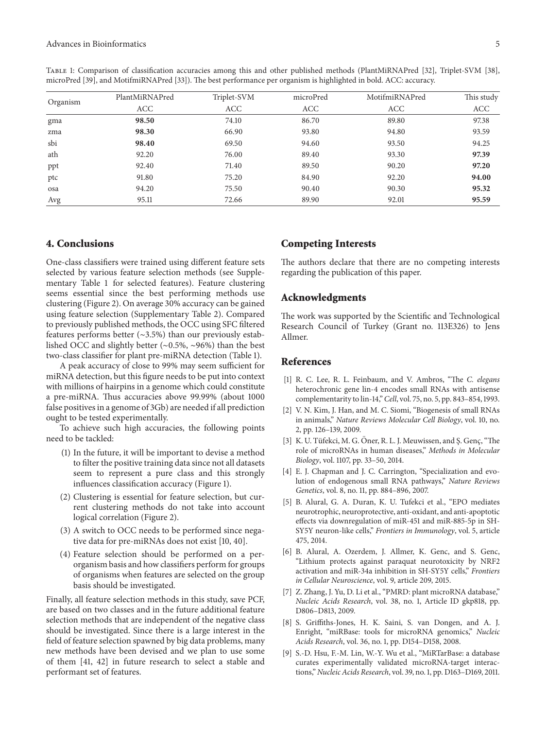Table 1: Comparison of classification accuracies among this and other published methods (PlantMiRNAPred [32], Triplet-SVM [38], microPred [39], and MotifmiRNAPred [33]). The best performance per organism is highlighted in bold. ACC: accuracy.

| Organism | PlantMiRNAPred | Triplet-SVM | microPred | MotifmiRNAPred | This study |
|---|---|---|---|---|---|
| | ACC | ACC | ACC | ACC | ACC |
| gma | **98.50** | 74.10 | 86.70 | 89.80 | 97.38 |
| zma | **98.30** | 66.90 | 93.80 | 94.80 | 93.59 |
| sbi | **98.40** | 69.50 | 94.60 | 93.50 | 94.25 |
| ath | 92.20 | 76.00 | 89.40 | 93.30 | **97.39** |
| ppt | 92.40 | 71.40 | 89.50 | 90.20 | **97.20** |
| ptc | 91.80 | 75.20 | 84.90 | 92.20 | **94.00** |
| osa | 94.20 | 75.50 | 90.40 | 90.30 | **95.32** |
| Avg | 95.11 | 72.66 | 89.90 | 92.01 | **95.59** |

## 4. Conclusions

One-class classifiers were trained using different feature sets selected by various feature selection methods (see Supplementary Table 1 for selected features). Feature clustering seems essential since the best performing methods use clustering (Figure 2). On average 30% accuracy can be gained using feature selection (Supplementary Table 2). Compared to previously published methods, the OCC using SFC filtered features performs better (~3.5%) than our previously established OCC and slightly better (~0.5%, ~96%) than the best two-class classifier for plant pre-miRNA detection (Table 1).

A peak accuracy of close to 99% may seem sufficient for miRNA detection, but this figure needs to be put into context with millions of hairpins in a genome which could constitute a pre-miRNA. Thus accuracies above 99.99% (about 1000 false positives in a genome of 3Gb) are needed if all prediction ought to be tested experimentally.

To achieve such high accuracies, the following points need to be tackled:

(1) In the future, it will be important to devise a method to filter the positive training data since not all datasets seem to represent a pure class and this strongly influences classification accuracy (Figure 1).

(2) Clustering is essential for feature selection, but current clustering methods do not take into account logical correlation (Figure 2).

(3) A switch to OCC needs to be performed since negative data for pre-miRNAs does not exist [10, 40].

(4) Feature selection should be performed on a per-organism basis and how classifiers perform for groups of organisms when features are selected on the group basis should be investigated.

Finally, all feature selection methods in this study, save PCF, are based on two classes and in the future additional feature selection methods that are independent of the negative class should be investigated. Since there is a large interest in the field of feature selection spawned by big data problems, many new methods have been devised and we plan to use some of them [41, 42] in future research to select a stable and performant set of features.

## Competing Interests

The authors declare that there are no competing interests regarding the publication of this paper.

## Acknowledgments

The work was supported by the Scientific and Technological Research Council of Turkey (Grant no. 113E326) to Jens Allmer.

## References

[1] R. C. Lee, R. L. Feinbaum, and V. Ambros, "The *C. elegans* heterochronic gene lin-4 encodes small RNAs with antisense complementarity to lin-14," *Cell*, vol. 75, no. 5, pp. 843–854, 1993.

[2] V. N. Kim, J. Han, and M. C. Siomi, "Biogenesis of small RNAs in animals," *Nature Reviews Molecular Cell Biology*, vol. 10, no. 2, pp. 126–139, 2009.

[3] K. U. Tüfekci, M. G. Öner, R. L. J. Meuwissen, and Ş. Genç, "The role of microRNAs in human diseases," *Methods in Molecular Biology*, vol. 1107, pp. 33–50, 2014.

[4] E. J. Chapman and J. C. Carrington, "Specialization and evolution of endogenous small RNA pathways," *Nature Reviews Genetics*, vol. 8, no. 11, pp. 884–896, 2007.

[5] B. Alural, G. A. Duran, K. U. Tufekci et al., "EPO mediates neurotrophic, neuroprotective, anti-oxidant, and anti-apoptotic effects via downregulation of miR-451 and miR-885-5p in SH-SY5Y neuron-like cells," *Frontiers in Immunology*, vol. 5, article 475, 2014.

[6] B. Alural, A. Ozerdem, J. Allmer, K. Genc, and S. Genc, "Lithium protects against paraquat neurotoxicity by NRF2 activation and miR-34a inhibition in SH-SY5Y cells," *Frontiers in Cellular Neuroscience*, vol. 9, article 209, 2015.

[7] Z. Zhang, J. Yu, D. Li et al., "PMRD: plant microRNA database," *Nucleic Acids Research*, vol. 38, no. 1, Article ID gkp818, pp. D806–D813, 2009.

[8] S. Griffiths-Jones, H. K. Saini, S. van Dongen, and A. J. Enright, "miRBase: tools for microRNA genomics," *Nucleic Acids Research*, vol. 36, no. 1, pp. D154–D158, 2008.

[9] S.-D. Hsu, F.-M. Lin, W.-Y. Wu et al., "MiRTarBase: a database curates experimentally validated microRNA-target interactions," *Nucleic Acids Research*, vol. 39, no. 1, pp. D163–D169, 2011.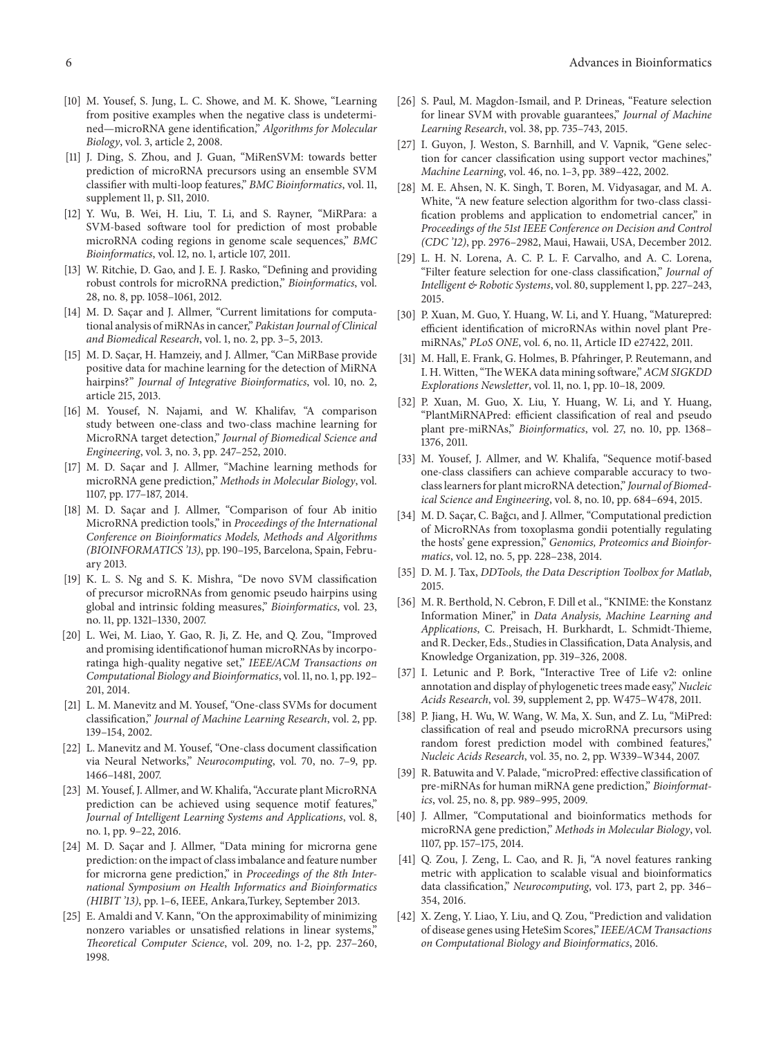[10] M. Yousef, S. Jung, L. C. Showe, and M. K. Showe, "Learning from positive examples when the negative class is undetermined—microRNA gene identification," *Algorithms for Molecular Biology*, vol. 3, article 2, 2008.

[11] J. Ding, S. Zhou, and J. Guan, "MiRenSVM: towards better prediction of microRNA precursors using an ensemble SVM classifier with multi-loop features," *BMC Bioinformatics*, vol. 11, supplement 11, p. S11, 2010.

[12] Y. Wu, B. Wei, H. Liu, T. Li, and S. Rayner, "MiRPara: a SVM-based software tool for prediction of most probable microRNA coding regions in genome scale sequences," *BMC Bioinformatics*, vol. 12, no. 1, article 107, 2011.

[13] W. Ritchie, D. Gao, and J. E. J. Rasko, "Defining and providing robust controls for microRNA prediction," *Bioinformatics*, vol. 28, no. 8, pp. 1058–1061, 2012.

[14] M. D. Saçar and J. Allmer, "Current limitations for computational analysis of miRNAs in cancer," *Pakistan Journal of Clinical and Biomedical Research*, vol. 1, no. 2, pp. 3–5, 2013.

[15] M. D. Saçar, H. Hamzeiy, and J. Allmer, "Can MiRBase provide positive data for machine learning for the detection of MiRNA hairpins?" *Journal of Integrative Bioinformatics*, vol. 10, no. 2, article 215, 2013.

[16] M. Yousef, N. Najami, and W. Khalifav, "A comparison study between one-class and two-class machine learning for MicroRNA target detection," *Journal of Biomedical Science and Engineering*, vol. 3, no. 3, pp. 247–252, 2010.

[17] M. D. Saçar and J. Allmer, "Machine learning methods for microRNA gene prediction," *Methods in Molecular Biology*, vol. 1107, pp. 177–187, 2014.

[18] M. D. Saçar and J. Allmer, "Comparison of four Ab initio MicroRNA prediction tools," in *Proceedings of the International Conference on Bioinformatics Models, Methods and Algorithms (BIOINFORMATICS '13)*, pp. 190–195, Barcelona, Spain, February 2013.

[19] K. L. S. Ng and S. K. Mishra, "De novo SVM classification of precursor microRNAs from genomic pseudo hairpins using global and intrinsic folding measures," *Bioinformatics*, vol. 23, no. 11, pp. 1321–1330, 2007.

[20] L. Wei, M. Liao, Y. Gao, R. Ji, Z. He, and Q. Zou, "Improved and promising identificationof human microRNAs by incorporatinga high-quality negative set," *IEEE/ACM Transactions on Computational Biology and Bioinformatics*, vol. 11, no. 1, pp. 192–201, 2014.

[21] L. M. Manevitz and M. Yousef, "One-class SVMs for document classification," *Journal of Machine Learning Research*, vol. 2, pp. 139–154, 2002.

[22] L. Manevitz and M. Yousef, "One-class document classification via Neural Networks," *Neurocomputing*, vol. 70, no. 7–9, pp. 1466–1481, 2007.

[23] M. Yousef, J. Allmer, and W. Khalifa, "Accurate plant MicroRNA prediction can be achieved using sequence motif features," *Journal of Intelligent Learning Systems and Applications*, vol. 8, no. 1, pp. 9–22, 2016.

[24] M. D. Saçar and J. Allmer, "Data mining for microrna gene prediction: on the impact of class imbalance and feature number for microrna gene prediction," in *Proceedings of the 8th International Symposium on Health Informatics and Bioinformatics (HIBIT '13)*, pp. 1–6, IEEE, Ankara,Turkey, September 2013.

[25] E. Amaldi and V. Kann, "On the approximability of minimizing nonzero variables or unsatisfied relations in linear systems," *Theoretical Computer Science*, vol. 209, no. 1-2, pp. 237–260, 1998.

[26] S. Paul, M. Magdon-Ismail, and P. Drineas, "Feature selection for linear SVM with provable guarantees," *Journal of Machine Learning Research*, vol. 38, pp. 735–743, 2015.

[27] I. Guyon, J. Weston, S. Barnhill, and V. Vapnik, "Gene selection for cancer classification using support vector machines," *Machine Learning*, vol. 46, no. 1–3, pp. 389–422, 2002.

[28] M. E. Ahsen, N. K. Singh, T. Boren, M. Vidyasagar, and M. A. White, "A new feature selection algorithm for two-class classification problems and application to endometrial cancer," in *Proceedings of the 51st IEEE Conference on Decision and Control (CDC '12)*, pp. 2976–2982, Maui, Hawaii, USA, December 2012.

[29] L. H. N. Lorena, A. C. P. L. F. Carvalho, and A. C. Lorena, "Filter feature selection for one-class classification," *Journal of Intelligent & Robotic Systems*, vol. 80, supplement 1, pp. 227–243, 2015.

[30] P. Xuan, M. Guo, Y. Huang, W. Li, and Y. Huang, "Maturepred: efficient identification of microRNAs within novel plant Pre-miRNAs," *PLoS ONE*, vol. 6, no. 11, Article ID e27422, 2011.

[31] M. Hall, E. Frank, G. Holmes, B. Pfahringer, P. Reutemann, and I. H. Witten, "The WEKA data mining software," *ACM SIGKDD Explorations Newsletter*, vol. 11, no. 1, pp. 10–18, 2009.

[32] P. Xuan, M. Guo, X. Liu, Y. Huang, W. Li, and Y. Huang, "PlantMiRNAPred: efficient classification of real and pseudo plant pre-miRNAs," *Bioinformatics*, vol. 27, no. 10, pp. 1368–1376, 2011.

[33] M. Yousef, J. Allmer, and W. Khalifa, "Sequence motif-based one-class classifiers can achieve comparable accuracy to two-class learners for plant microRNA detection," *Journal of Biomedical Science and Engineering*, vol. 8, no. 10, pp. 684–694, 2015.

[34] M. D. Saçar, C. Bağcı, and J. Allmer, "Computational prediction of MicroRNAs from toxoplasma gondii potentially regulating the hosts' gene expression," *Genomics, Proteomics and Bioinformatics*, vol. 12, no. 5, pp. 228–238, 2014.

[35] D. M. J. Tax, *DDTools, the Data Description Toolbox for Matlab*, 2015.

[36] M. R. Berthold, N. Cebron, F. Dill et al., "KNIME: the Konstanz Information Miner," in *Data Analysis, Machine Learning and Applications*, C. Preisach, H. Burkhardt, L. Schmidt-Thieme, and R. Decker, Eds., Studies in Classification, Data Analysis, and Knowledge Organization, pp. 319–326, 2008.

[37] I. Letunic and P. Bork, "Interactive Tree of Life v2: online annotation and display of phylogenetic trees made easy," *Nucleic Acids Research*, vol. 39, supplement 2, pp. W475–W478, 2011.

[38] P. Jiang, H. Wu, W. Wang, W. Ma, X. Sun, and Z. Lu, "MiPred: classification of real and pseudo microRNA precursors using random forest prediction model with combined features," *Nucleic Acids Research*, vol. 35, no. 2, pp. W339–W344, 2007.

[39] R. Batuwita and V. Palade, "microPred: effective classification of pre-miRNAs for human miRNA gene prediction," *Bioinformatics*, vol. 25, no. 8, pp. 989–995, 2009.

[40] J. Allmer, "Computational and bioinformatics methods for microRNA gene prediction," *Methods in Molecular Biology*, vol. 1107, pp. 157–175, 2014.

[41] Q. Zou, J. Zeng, L. Cao, and R. Ji, "A novel features ranking metric with application to scalable visual and bioinformatics data classification," *Neurocomputing*, vol. 173, part 2, pp. 346–354, 2016.

[42] X. Zeng, Y. Liao, Y. Liu, and Q. Zou, "Prediction and validation of disease genes using HeteSim Scores," *IEEE/ACM Transactions on Computational Biology and Bioinformatics*, 2016.